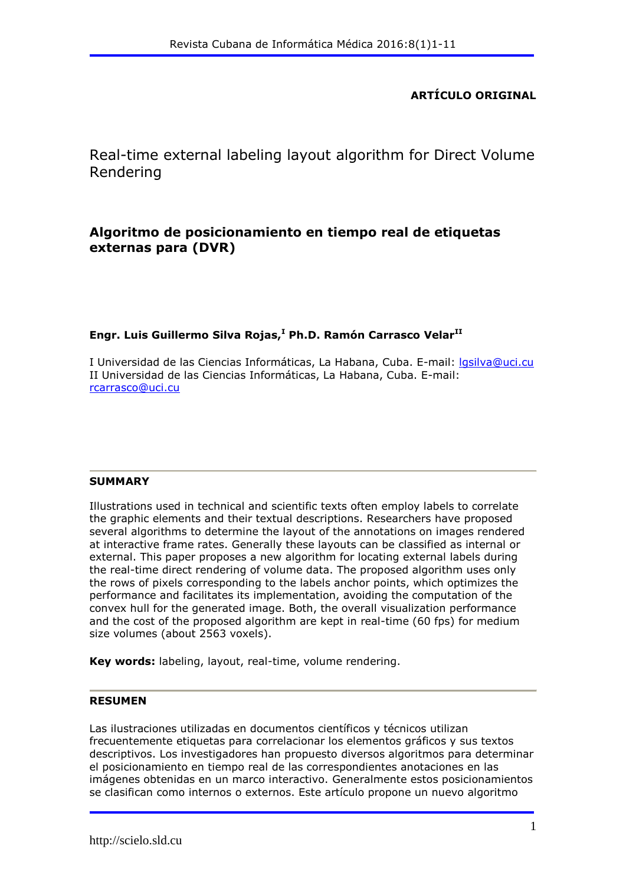**ARTÍCULO ORIGINAL**

# Real-time external labeling layout algorithm for Direct Volume Rendering

## Algoritmo de posicionamiento en tiempo real de etiquetas externas para (DVR)

**Engr. Luis Guillermo Silva Rojas,[I] Ph.D. Ramón Carrasco Velar[II]**

I Universidad de las Ciencias Informáticas, La Habana, Cuba. E-mail: lgsilva@uci.cu
II Universidad de las Ciencias Informáticas, La Habana, Cuba. E-mail: rcarrasco@uci.cu

---

### SUMMARY

Illustrations used in technical and scientific texts often employ labels to correlate the graphic elements and their textual descriptions. Researchers have proposed several algorithms to determine the layout of the annotations on images rendered at interactive frame rates. Generally these layouts can be classified as internal or external. This paper proposes a new algorithm for locating external labels during the real-time direct rendering of volume data. The proposed algorithm uses only the rows of pixels corresponding to the labels anchor points, which optimizes the performance and facilitates its implementation, avoiding the computation of the convex hull for the generated image. Both, the overall visualization performance and the cost of the proposed algorithm are kept in real-time (60 fps) for medium size volumes (about 2563 voxels).

**Key words:** labeling, layout, real-time, volume rendering.

---

### RESUMEN

Las ilustraciones utilizadas en documentos científicos y técnicos utilizan frecuentemente etiquetas para correlacionar los elementos gráficos y sus textos descriptivos. Los investigadores han propuesto diversos algoritmos para determinar el posicionamiento en tiempo real de las correspondientes anotaciones en las imágenes obtenidas en un marco interactivo. Generalmente estos posicionamientos se clasifican como internos o externos. Este artículo propone un nuevo algoritmo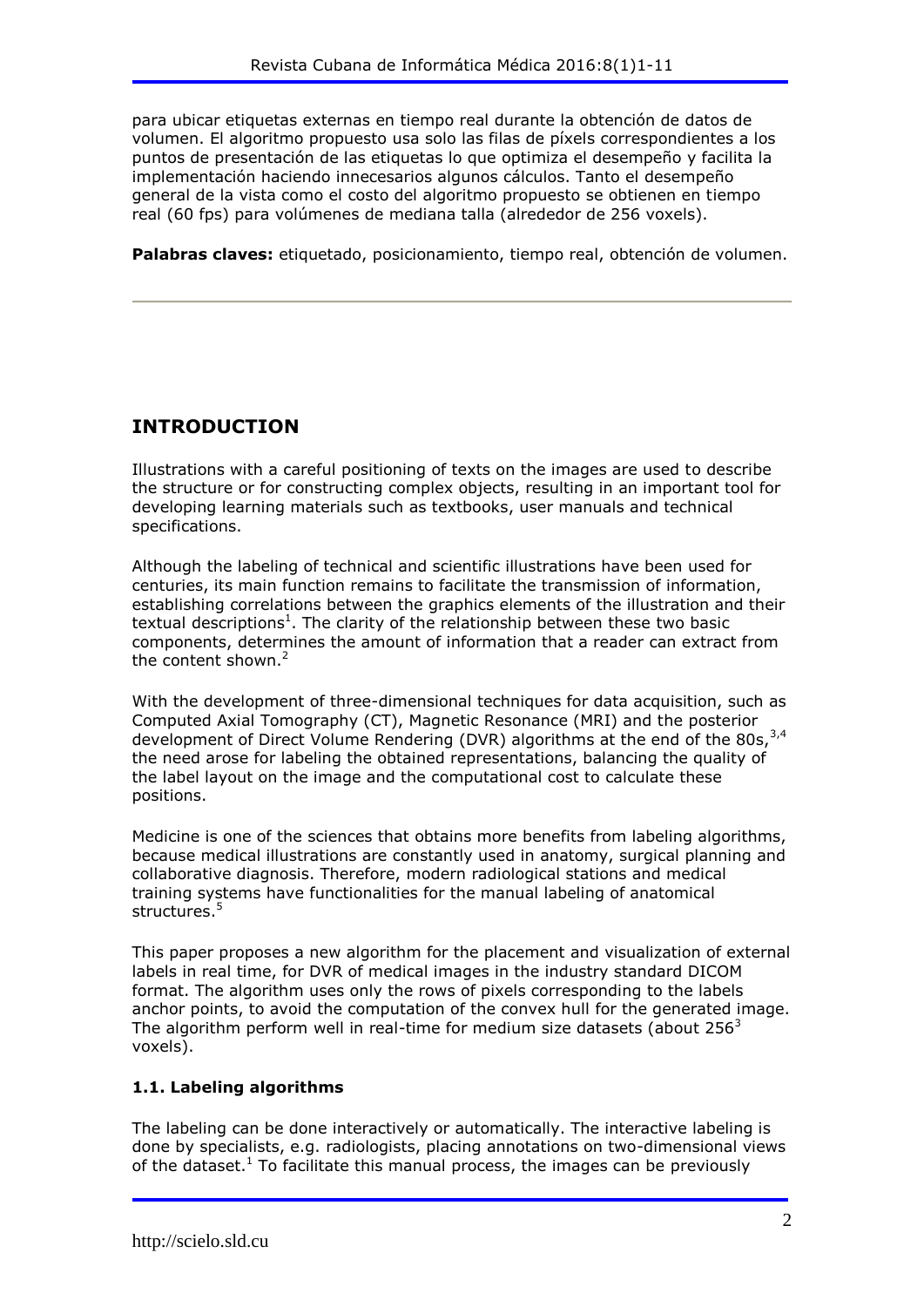para ubicar etiquetas externas en tiempo real durante la obtención de datos de volumen. El algoritmo propuesto usa solo las filas de píxels correspondientes a los puntos de presentación de las etiquetas lo que optimiza el desempeño y facilita la implementación haciendo innecesarios algunos cálculos. Tanto el desempeño general de la vista como el costo del algoritmo propuesto se obtienen en tiempo real (60 fps) para volúmenes de mediana talla (alrededor de 256 voxels).

**Palabras claves:** etiquetado, posicionamiento, tiempo real, obtención de volumen.

---

## INTRODUCTION

Illustrations with a careful positioning of texts on the images are used to describe the structure or for constructing complex objects, resulting in an important tool for developing learning materials such as textbooks, user manuals and technical specifications.

Although the labeling of technical and scientific illustrations have been used for centuries, its main function remains to facilitate the transmission of information, establishing correlations between the graphics elements of the illustration and their textual descriptions[1]. The clarity of the relationship between these two basic components, determines the amount of information that a reader can extract from the content shown.[2]

With the development of three-dimensional techniques for data acquisition, such as Computed Axial Tomography (CT), Magnetic Resonance (MRI) and the posterior development of Direct Volume Rendering (DVR) algorithms at the end of the 80s,[3,4] the need arose for labeling the obtained representations, balancing the quality of the label layout on the image and the computational cost to calculate these positions.

Medicine is one of the sciences that obtains more benefits from labeling algorithms, because medical illustrations are constantly used in anatomy, surgical planning and collaborative diagnosis. Therefore, modern radiological stations and medical training systems have functionalities for the manual labeling of anatomical structures.[5]

This paper proposes a new algorithm for the placement and visualization of external labels in real time, for DVR of medical images in the industry standard DICOM format. The algorithm uses only the rows of pixels corresponding to the labels anchor points, to avoid the computation of the convex hull for the generated image. The algorithm perform well in real-time for medium size datasets (about $256^3$ voxels).

### 1.1. Labeling algorithms

The labeling can be done interactively or automatically. The interactive labeling is done by specialists, e.g. radiologists, placing annotations on two-dimensional views of the dataset.[1] To facilitate this manual process, the images can be previously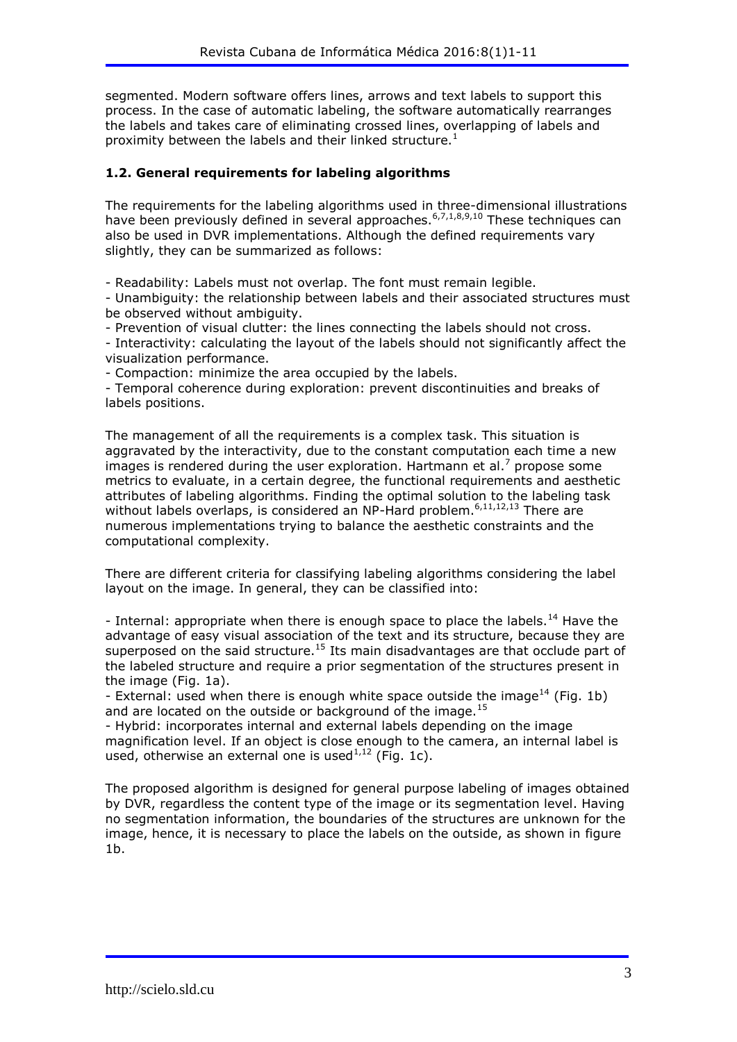segmented. Modern software offers lines, arrows and text labels to support this process. In the case of automatic labeling, the software automatically rearranges the labels and takes care of eliminating crossed lines, overlapping of labels and proximity between the labels and their linked structure.[1]

### 1.2. General requirements for labeling algorithms

The requirements for the labeling algorithms used in three-dimensional illustrations have been previously defined in several approaches.[6,7,1,8,9,10] These techniques can also be used in DVR implementations. Although the defined requirements vary slightly, they can be summarized as follows:

- Readability: Labels must not overlap. The font must remain legible.
- Unambiguity: the relationship between labels and their associated structures must be observed without ambiguity.
- Prevention of visual clutter: the lines connecting the labels should not cross.
- Interactivity: calculating the layout of the labels should not significantly affect the visualization performance.
- Compaction: minimize the area occupied by the labels.
- Temporal coherence during exploration: prevent discontinuities and breaks of labels positions.

The management of all the requirements is a complex task. This situation is aggravated by the interactivity, due to the constant computation each time a new images is rendered during the user exploration. Hartmann et al.[7] propose some metrics to evaluate, in a certain degree, the functional requirements and aesthetic attributes of labeling algorithms. Finding the optimal solution to the labeling task without labels overlaps, is considered an NP-Hard problem.[6,11,12,13] There are numerous implementations trying to balance the aesthetic constraints and the computational complexity.

There are different criteria for classifying labeling algorithms considering the label layout on the image. In general, they can be classified into:

- Internal: appropriate when there is enough space to place the labels.[14] Have the advantage of easy visual association of the text and its structure, because they are superposed on the said structure.[15] Its main disadvantages are that occlude part of the labeled structure and require a prior segmentation of the structures present in the image (Fig. 1a).
- External: used when there is enough white space outside the image[14] (Fig. 1b) and are located on the outside or background of the image.[15]
- Hybrid: incorporates internal and external labels depending on the image magnification level. If an object is close enough to the camera, an internal label is used, otherwise an external one is used[1,12] (Fig. 1c).

The proposed algorithm is designed for general purpose labeling of images obtained by DVR, regardless the content type of the image or its segmentation level. Having no segmentation information, the boundaries of the structures are unknown for the image, hence, it is necessary to place the labels on the outside, as shown in figure 1b.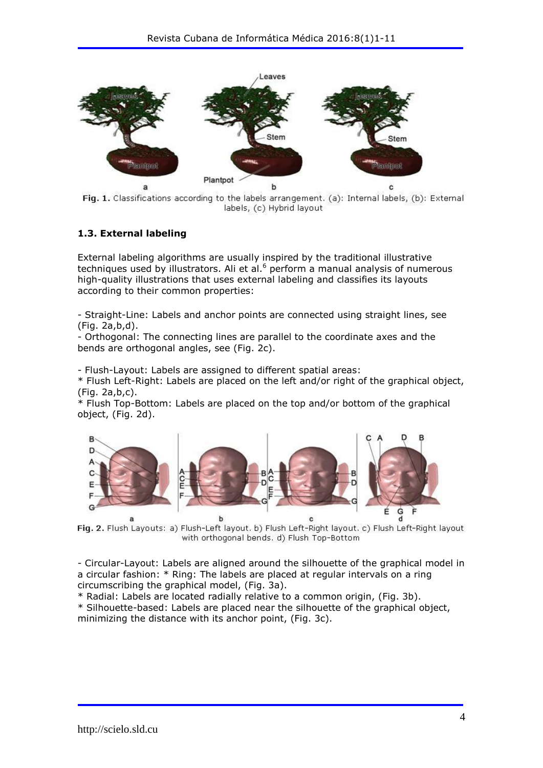Fig. 1. Classifications according to the labels arrangement. (a): Internal labels, (b): External labels, (c) Hybrid layout

### 1.3. External labeling

External labeling algorithms are usually inspired by the traditional illustrative techniques used by illustrators. Ali et al.[6] perform a manual analysis of numerous high-quality illustrations that uses external labeling and classifies its layouts according to their common properties:

- Straight-Line: Labels and anchor points are connected using straight lines, see (Fig. 2a,b,d).
- Orthogonal: The connecting lines are parallel to the coordinate axes and the bends are orthogonal angles, see (Fig. 2c).

- Flush-Layout: Labels are assigned to different spatial areas:
* Flush Left-Right: Labels are placed on the left and/or right of the graphical object, (Fig. 2a,b,c).
* Flush Top-Bottom: Labels are placed on the top and/or bottom of the graphical object, (Fig. 2d).

Fig. 2. Flush Layouts: a) Flush-Left layout. b) Flush Left-Right layout. c) Flush Left-Right layout with orthogonal bends. d) Flush Top-Bottom

- Circular-Layout: Labels are aligned around the silhouette of the graphical model in a circular fashion: * Ring: The labels are placed at regular intervals on a ring circumscribing the graphical model, (Fig. 3a).
* Radial: Labels are located radially relative to a common origin, (Fig. 3b).
* Silhouette-based: Labels are placed near the silhouette of the graphical object, minimizing the distance with its anchor point, (Fig. 3c).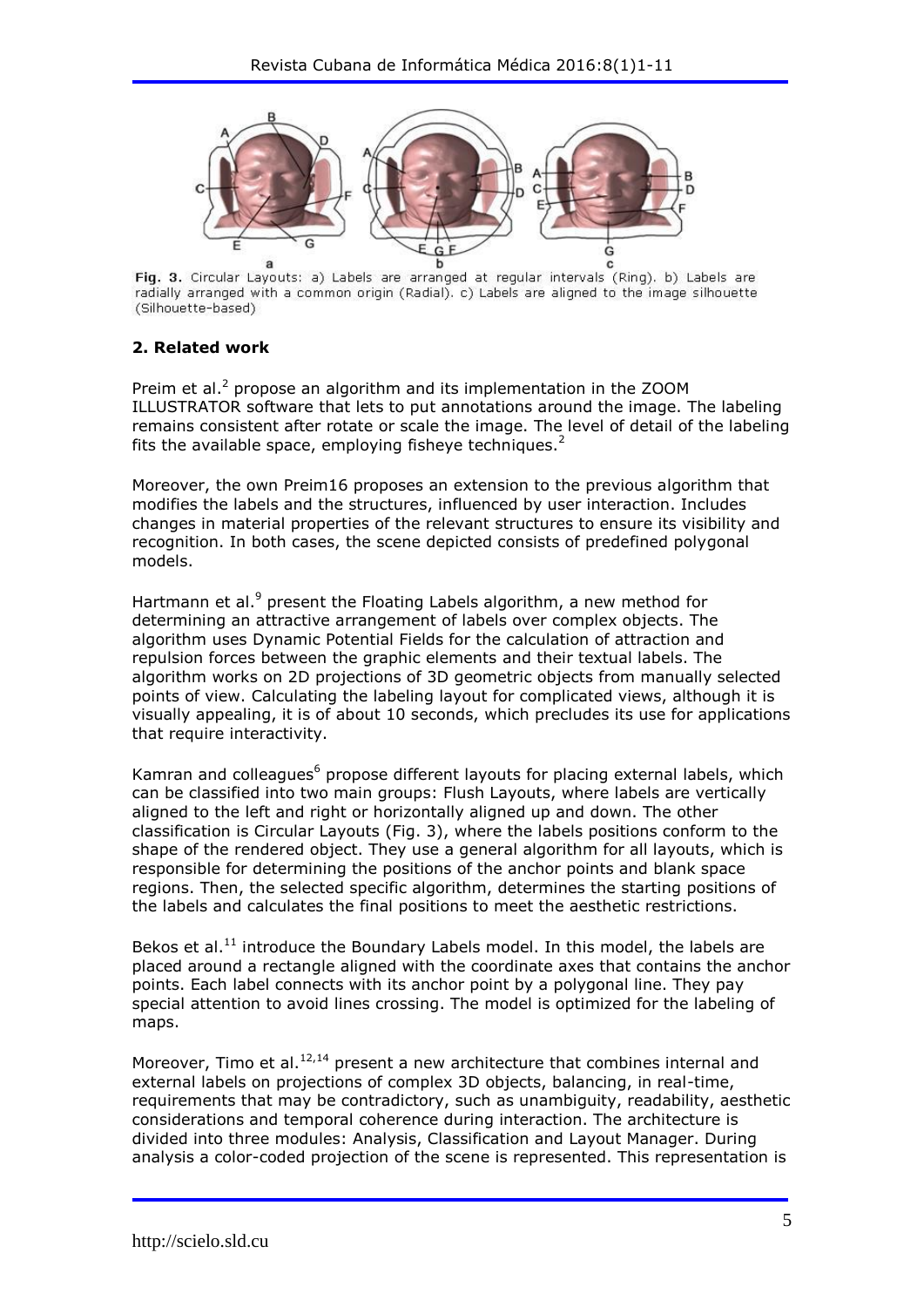Fig. 3. Circular Layouts: a) Labels are arranged at regular intervals (Ring). b) Labels are radially arranged with a common origin (Radial). c) Labels are aligned to the image silhouette (Silhouette-based)

## 2. Related work

Preim et al.[2] propose an algorithm and its implementation in the ZOOM ILLUSTRATOR software that lets to put annotations around the image. The labeling remains consistent after rotate or scale the image. The level of detail of the labeling fits the available space, employing fisheye techniques.[2]

Moreover, the own Preim16 proposes an extension to the previous algorithm that modifies the labels and the structures, influenced by user interaction. Includes changes in material properties of the relevant structures to ensure its visibility and recognition. In both cases, the scene depicted consists of predefined polygonal models.

Hartmann et al.[9] present the Floating Labels algorithm, a new method for determining an attractive arrangement of labels over complex objects. The algorithm uses Dynamic Potential Fields for the calculation of attraction and repulsion forces between the graphic elements and their textual labels. The algorithm works on 2D projections of 3D geometric objects from manually selected points of view. Calculating the labeling layout for complicated views, although it is visually appealing, it is of about 10 seconds, which precludes its use for applications that require interactivity.

Kamran and colleagues[6] propose different layouts for placing external labels, which can be classified into two main groups: Flush Layouts, where labels are vertically aligned to the left and right or horizontally aligned up and down. The other classification is Circular Layouts (Fig. 3), where the labels positions conform to the shape of the rendered object. They use a general algorithm for all layouts, which is responsible for determining the positions of the anchor points and blank space regions. Then, the selected specific algorithm, determines the starting positions of the labels and calculates the final positions to meet the aesthetic restrictions.

Bekos et al.[11] introduce the Boundary Labels model. In this model, the labels are placed around a rectangle aligned with the coordinate axes that contains the anchor points. Each label connects with its anchor point by a polygonal line. They pay special attention to avoid lines crossing. The model is optimized for the labeling of maps.

Moreover, Timo et al.[12,14] present a new architecture that combines internal and external labels on projections of complex 3D objects, balancing, in real-time, requirements that may be contradictory, such as unambiguity, readability, aesthetic considerations and temporal coherence during interaction. The architecture is divided into three modules: Analysis, Classification and Layout Manager. During analysis a color-coded projection of the scene is represented. This representation is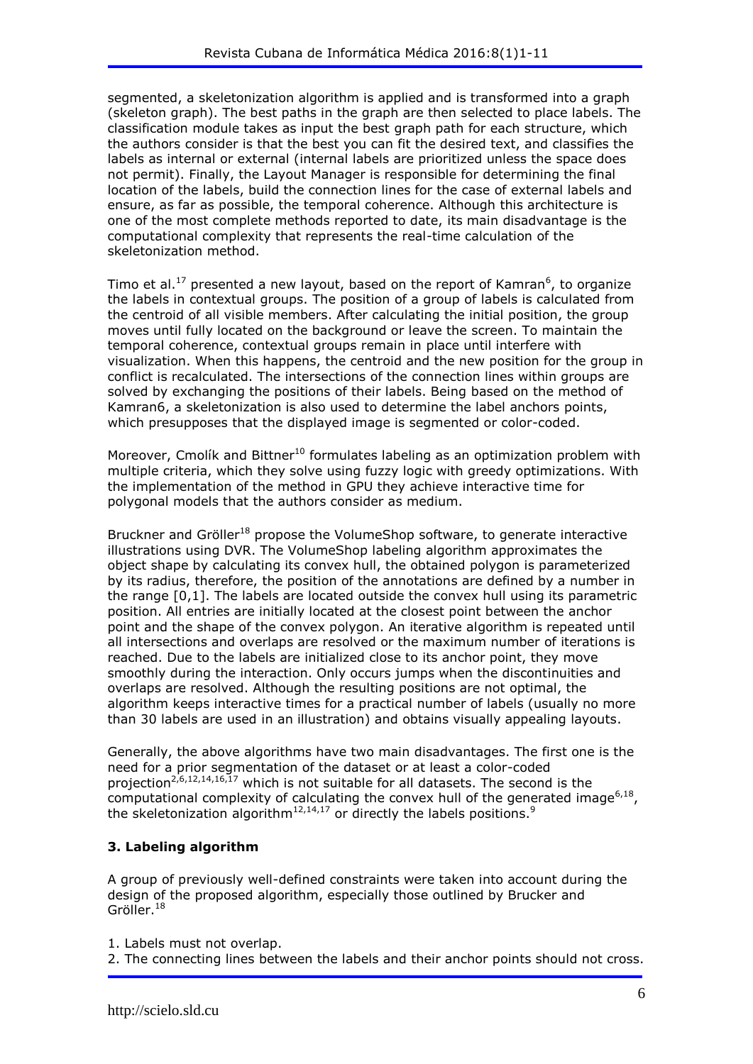segmented, a skeletonization algorithm is applied and is transformed into a graph (skeleton graph). The best paths in the graph are then selected to place labels. The classification module takes as input the best graph path for each structure, which the authors consider is that the best you can fit the desired text, and classifies the labels as internal or external (internal labels are prioritized unless the space does not permit). Finally, the Layout Manager is responsible for determining the final location of the labels, build the connection lines for the case of external labels and ensure, as far as possible, the temporal coherence. Although this architecture is one of the most complete methods reported to date, its main disadvantage is the computational complexity that represents the real-time calculation of the skeletonization method.

Timo et al.[17] presented a new layout, based on the report of Kamran[6], to organize the labels in contextual groups. The position of a group of labels is calculated from the centroid of all visible members. After calculating the initial position, the group moves until fully located on the background or leave the screen. To maintain the temporal coherence, contextual groups remain in place until interfere with visualization. When this happens, the centroid and the new position for the group in conflict is recalculated. The intersections of the connection lines within groups are solved by exchanging the positions of their labels. Being based on the method of Kamran6, a skeletonization is also used to determine the label anchors points, which presupposes that the displayed image is segmented or color-coded.

Moreover, Cmolík and Bittner[10] formulates labeling as an optimization problem with multiple criteria, which they solve using fuzzy logic with greedy optimizations. With the implementation of the method in GPU they achieve interactive time for polygonal models that the authors consider as medium.

Bruckner and Gröller[18] propose the VolumeShop software, to generate interactive illustrations using DVR. The VolumeShop labeling algorithm approximates the object shape by calculating its convex hull, the obtained polygon is parameterized by its radius, therefore, the position of the annotations are defined by a number in the range [0,1]. The labels are located outside the convex hull using its parametric position. All entries are initially located at the closest point between the anchor point and the shape of the convex polygon. An iterative algorithm is repeated until all intersections and overlaps are resolved or the maximum number of iterations is reached. Due to the labels are initialized close to its anchor point, they move smoothly during the interaction. Only occurs jumps when the discontinuities and overlaps are resolved. Although the resulting positions are not optimal, the algorithm keeps interactive times for a practical number of labels (usually no more than 30 labels are used in an illustration) and obtains visually appealing layouts.

Generally, the above algorithms have two main disadvantages. The first one is the need for a prior segmentation of the dataset or at least a color-coded projection[2,6,12,14,16,17] which is not suitable for all datasets. The second is the computational complexity of calculating the convex hull of the generated image[6,18], the skeletonization algorithm[12,14,17] or directly the labels positions.[9]

## 3. Labeling algorithm

A group of previously well-defined constraints were taken into account during the design of the proposed algorithm, especially those outlined by Brucker and Gröller.[18]

1. Labels must not overlap.
2. The connecting lines between the labels and their anchor points should not cross.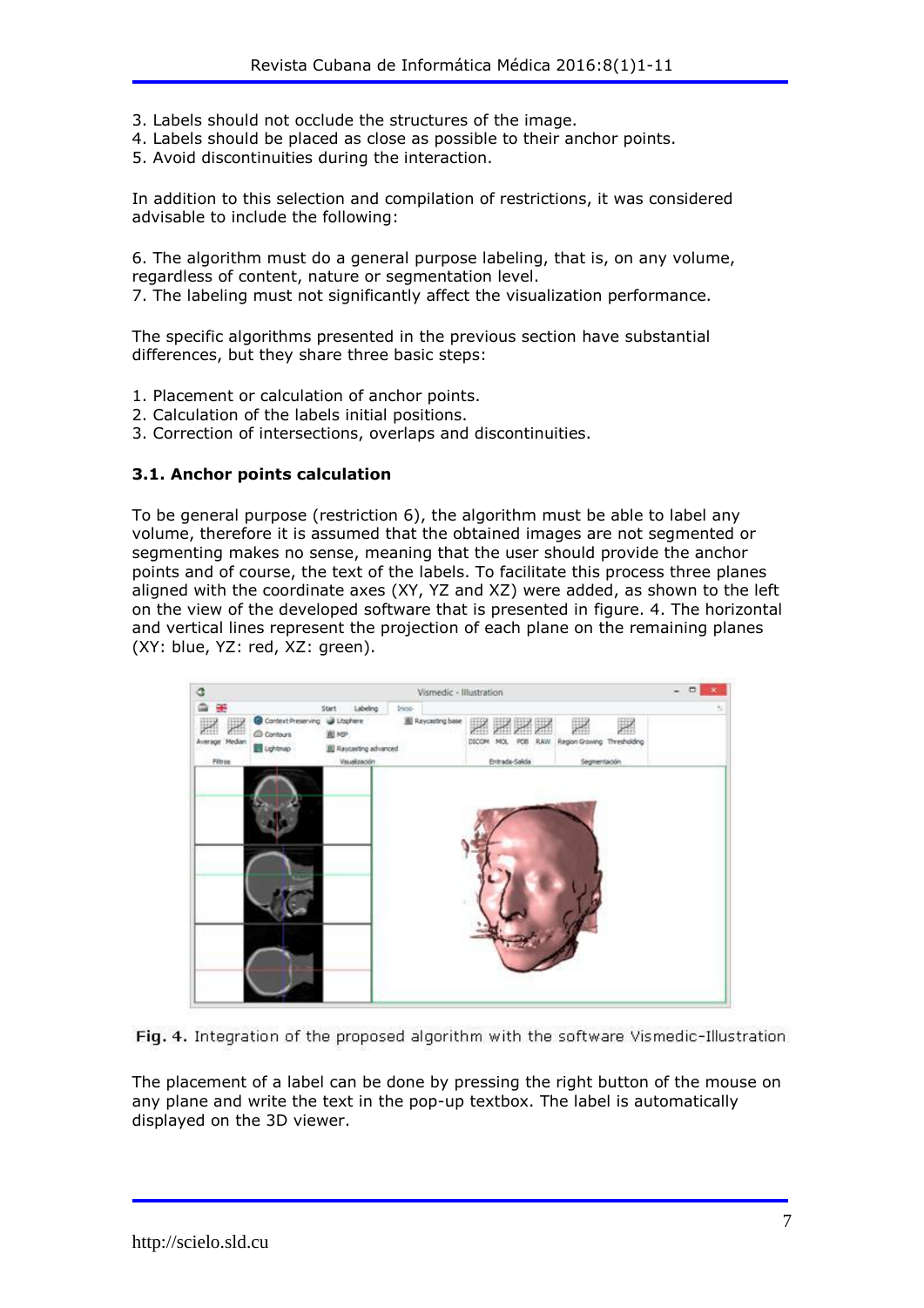3. Labels should not occlude the structures of the image.
4. Labels should be placed as close as possible to their anchor points.
5. Avoid discontinuities during the interaction.

In addition to this selection and compilation of restrictions, it was considered advisable to include the following:

6. The algorithm must do a general purpose labeling, that is, on any volume, regardless of content, nature or segmentation level.
7. The labeling must not significantly affect the visualization performance.

The specific algorithms presented in the previous section have substantial differences, but they share three basic steps:

1. Placement or calculation of anchor points.
2. Calculation of the labels initial positions.
3. Correction of intersections, overlaps and discontinuities.

### 3.1. Anchor points calculation

To be general purpose (restriction 6), the algorithm must be able to label any volume, therefore it is assumed that the obtained images are not segmented or segmenting makes no sense, meaning that the user should provide the anchor points and of course, the text of the labels. To facilitate this process three planes aligned with the coordinate axes (XY, YZ and XZ) were added, as shown to the left on the view of the developed software that is presented in figure. 4. The horizontal and vertical lines represent the projection of each plane on the remaining planes (XY: blue, YZ: red, XZ: green).

**Fig. 4.** Integration of the proposed algorithm with the software Vismedic-Illustration

The placement of a label can be done by pressing the right button of the mouse on any plane and write the text in the pop-up textbox. The label is automatically displayed on the 3D viewer.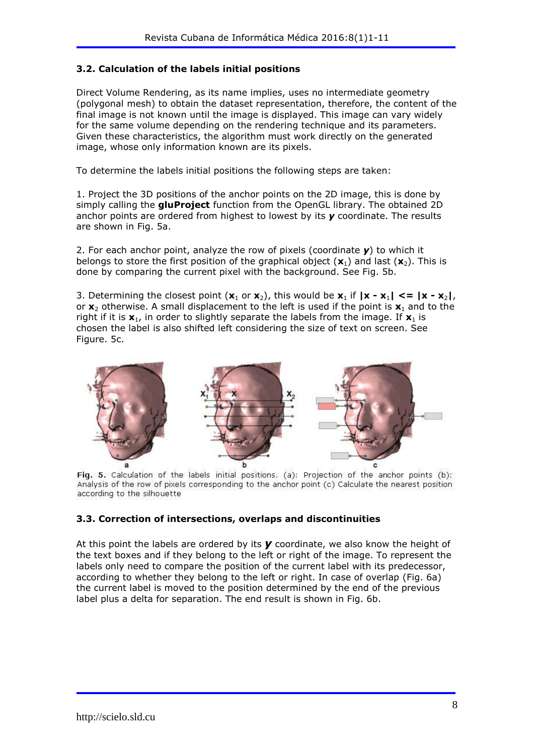### 3.2. Calculation of the labels initial positions

Direct Volume Rendering, as its name implies, uses no intermediate geometry (polygonal mesh) to obtain the dataset representation, therefore, the content of the final image is not known until the image is displayed. This image can vary widely for the same volume depending on the rendering technique and its parameters. Given these characteristics, the algorithm must work directly on the generated image, whose only information known are its pixels.

To determine the labels initial positions the following steps are taken:

1. Project the 3D positions of the anchor points on the 2D image, this is done by simply calling the **gluProject** function from the OpenGL library. The obtained 2D anchor points are ordered from highest to lowest by its $y$ coordinate. The results are shown in Fig. 5a.

2. For each anchor point, analyze the row of pixels (coordinate $y$) to which it belongs to store the first position of the graphical object ($\mathbf{x}_1$) and last ($\mathbf{x}_2$). This is done by comparing the current pixel with the background. See Fig. 5b.

3. Determining the closest point ($\mathbf{x}_1$ or $\mathbf{x}_2$), this would be $\mathbf{x}_1$ if $|\mathbf{x} - \mathbf{x}_1| <= |\mathbf{x} - \mathbf{x}_2|$, or $\mathbf{x}_2$ otherwise. A small displacement to the left is used if the point is $\mathbf{x}_1$ and to the right if it is $\mathbf{x}_1$, in order to slightly separate the labels from the image. If $\mathbf{x}_1$ is chosen the label is also shifted left considering the size of text on screen. See Figure. 5c.

**Fig. 5.** Calculation of the labels initial positions. (a): Projection of the anchor points (b): Analysis of the row of pixels corresponding to the anchor point (c) Calculate the nearest position according to the silhouette

### 3.3. Correction of intersections, overlaps and discontinuities

At this point the labels are ordered by its $y$ coordinate, we also know the height of the text boxes and if they belong to the left or right of the image. To represent the labels only need to compare the position of the current label with its predecessor, according to whether they belong to the left or right. In case of overlap (Fig. 6a) the current label is moved to the position determined by the end of the previous label plus a delta for separation. The end result is shown in Fig. 6b.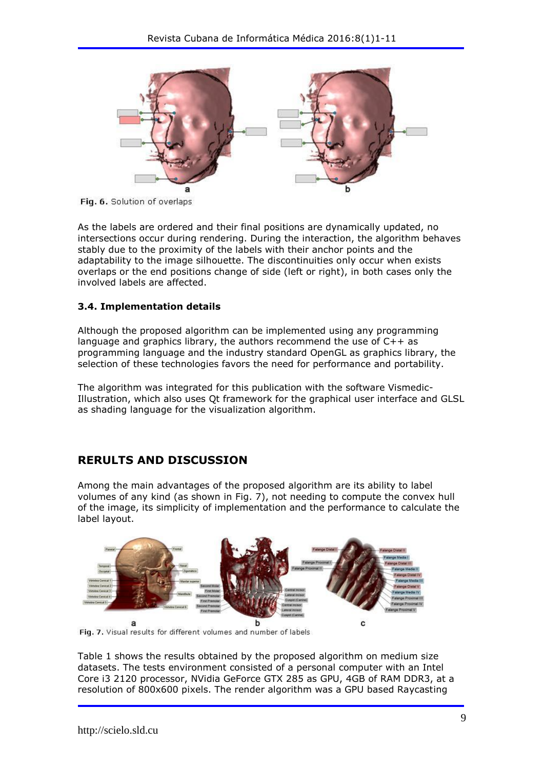Fig. 6. Solution of overlaps

As the labels are ordered and their final positions are dynamically updated, no intersections occur during rendering. During the interaction, the algorithm behaves stably due to the proximity of the labels with their anchor points and the adaptability to the image silhouette. The discontinuities only occur when exists overlaps or the end positions change of side (left or right), in both cases only the involved labels are affected.

### 3.4. Implementation details

Although the proposed algorithm can be implemented using any programming language and graphics library, the authors recommend the use of C++ as programming language and the industry standard OpenGL as graphics library, the selection of these technologies favors the need for performance and portability.

The algorithm was integrated for this publication with the software Vismedic-Illustration, which also uses Qt framework for the graphical user interface and GLSL as shading language for the visualization algorithm.

## RERULTS AND DISCUSSION

Among the main advantages of the proposed algorithm are its ability to label volumes of any kind (as shown in Fig. 7), not needing to compute the convex hull of the image, its simplicity of implementation and the performance to calculate the label layout.

Fig. 7. Visual results for different volumes and number of labels

Table 1 shows the results obtained by the proposed algorithm on medium size datasets. The tests environment consisted of a personal computer with an Intel Core i3 2120 processor, NVidia GeForce GTX 285 as GPU, 4GB of RAM DDR3, at a resolution of 800x600 pixels. The render algorithm was a GPU based Raycasting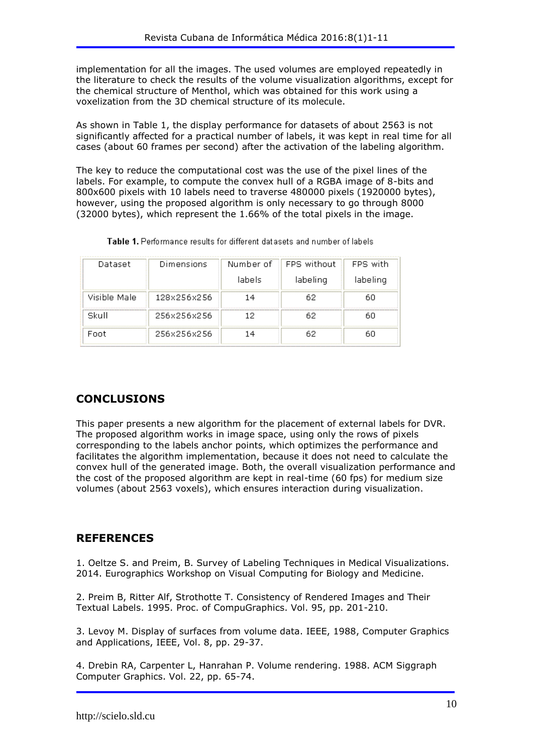implementation for all the images. The used volumes are employed repeatedly in the literature to check the results of the volume visualization algorithms, except for the chemical structure of Menthol, which was obtained for this work using a voxelization from the 3D chemical structure of its molecule.

As shown in Table 1, the display performance for datasets of about 2563 is not significantly affected for a practical number of labels, it was kept in real time for all cases (about 60 frames per second) after the activation of the labeling algorithm.

The key to reduce the computational cost was the use of the pixel lines of the labels. For example, to compute the convex hull of a RGBA image of 8-bits and 800x600 pixels with 10 labels need to traverse 480000 pixels (1920000 bytes), however, using the proposed algorithm is only necessary to go through 8000 (32000 bytes), which represent the 1.66% of the total pixels in the image.

**Table 1.** Performance results for different datasets and number of labels

| Dataset | Dimensions | Number of labels | FPS without labeling | FPS with labeling |
|---|---|---|---|---|
| Visible Male | 128x256x256 | 14 | 62 | 60 |
| Skull | 256x256x256 | 12 | 62 | 60 |
| Foot | 256x256x256 | 14 | 62 | 60 |

## CONCLUSIONS

This paper presents a new algorithm for the placement of external labels for DVR. The proposed algorithm works in image space, using only the rows of pixels corresponding to the labels anchor points, which optimizes the performance and facilitates the algorithm implementation, because it does not need to calculate the convex hull of the generated image. Both, the overall visualization performance and the cost of the proposed algorithm are kept in real-time (60 fps) for medium size volumes (about 2563 voxels), which ensures interaction during visualization.

## REFERENCES

1. Oeltze S. and Preim, B. Survey of Labeling Techniques in Medical Visualizations. 2014. Eurographics Workshop on Visual Computing for Biology and Medicine.

2. Preim B, Ritter Alf, Strothotte T. Consistency of Rendered Images and Their Textual Labels. 1995. Proc. of CompuGraphics. Vol. 95, pp. 201-210.

3. Levoy M. Display of surfaces from volume data. IEEE, 1988, Computer Graphics and Applications, IEEE, Vol. 8, pp. 29-37.

4. Drebin RA, Carpenter L, Hanrahan P. Volume rendering. 1988. ACM Siggraph Computer Graphics. Vol. 22, pp. 65-74.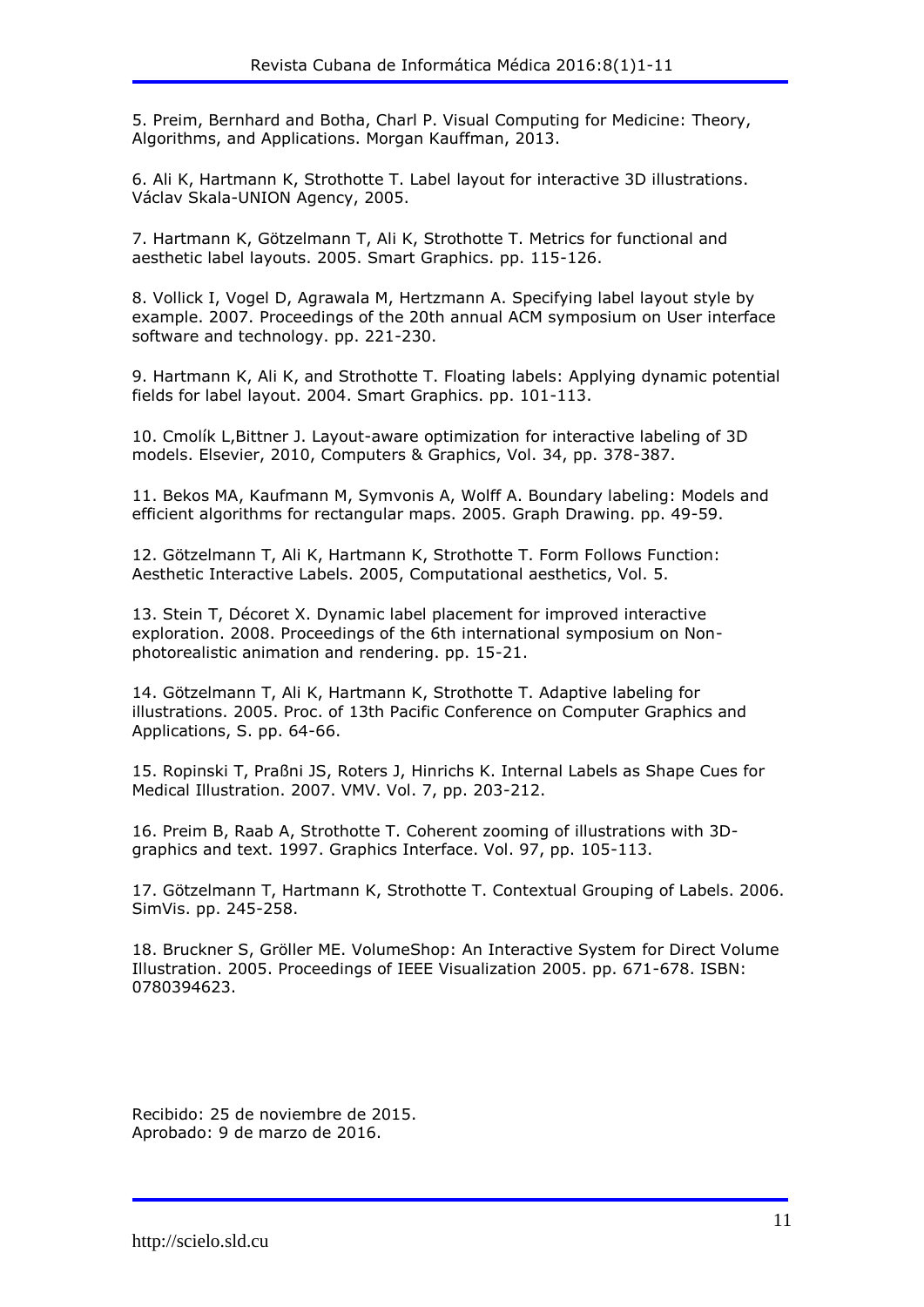5. Preim, Bernhard and Botha, Charl P. Visual Computing for Medicine: Theory, Algorithms, and Applications. Morgan Kauffman, 2013.

6. Ali K, Hartmann K, Strothotte T. Label layout for interactive 3D illustrations. Václav Skala-UNION Agency, 2005.

7. Hartmann K, Götzelmann T, Ali K, Strothotte T. Metrics for functional and aesthetic label layouts. 2005. Smart Graphics. pp. 115-126.

8. Vollick I, Vogel D, Agrawala M, Hertzmann A. Specifying label layout style by example. 2007. Proceedings of the 20th annual ACM symposium on User interface software and technology. pp. 221-230.

9. Hartmann K, Ali K, and Strothotte T. Floating labels: Applying dynamic potential fields for label layout. 2004. Smart Graphics. pp. 101-113.

10. Cmolík L,Bittner J. Layout-aware optimization for interactive labeling of 3D models. Elsevier, 2010, Computers & Graphics, Vol. 34, pp. 378-387.

11. Bekos MA, Kaufmann M, Symvonis A, Wolff A. Boundary labeling: Models and efficient algorithms for rectangular maps. 2005. Graph Drawing. pp. 49-59.

12. Götzelmann T, Ali K, Hartmann K, Strothotte T. Form Follows Function: Aesthetic Interactive Labels. 2005, Computational aesthetics, Vol. 5.

13. Stein T, Décoret X. Dynamic label placement for improved interactive exploration. 2008. Proceedings of the 6th international symposium on Non-photorealistic animation and rendering. pp. 15-21.

14. Götzelmann T, Ali K, Hartmann K, Strothotte T. Adaptive labeling for illustrations. 2005. Proc. of 13th Pacific Conference on Computer Graphics and Applications, S. pp. 64-66.

15. Ropinski T, Praßni JS, Roters J, Hinrichs K. Internal Labels as Shape Cues for Medical Illustration. 2007. VMV. Vol. 7, pp. 203-212.

16. Preim B, Raab A, Strothotte T. Coherent zooming of illustrations with 3D-graphics and text. 1997. Graphics Interface. Vol. 97, pp. 105-113.

17. Götzelmann T, Hartmann K, Strothotte T. Contextual Grouping of Labels. 2006. SimVis. pp. 245-258.

18. Bruckner S, Gröller ME. VolumeShop: An Interactive System for Direct Volume Illustration. 2005. Proceedings of IEEE Visualization 2005. pp. 671-678. ISBN: 0780394623.

Recibido: 25 de noviembre de 2015.
Aprobado: 9 de marzo de 2016.